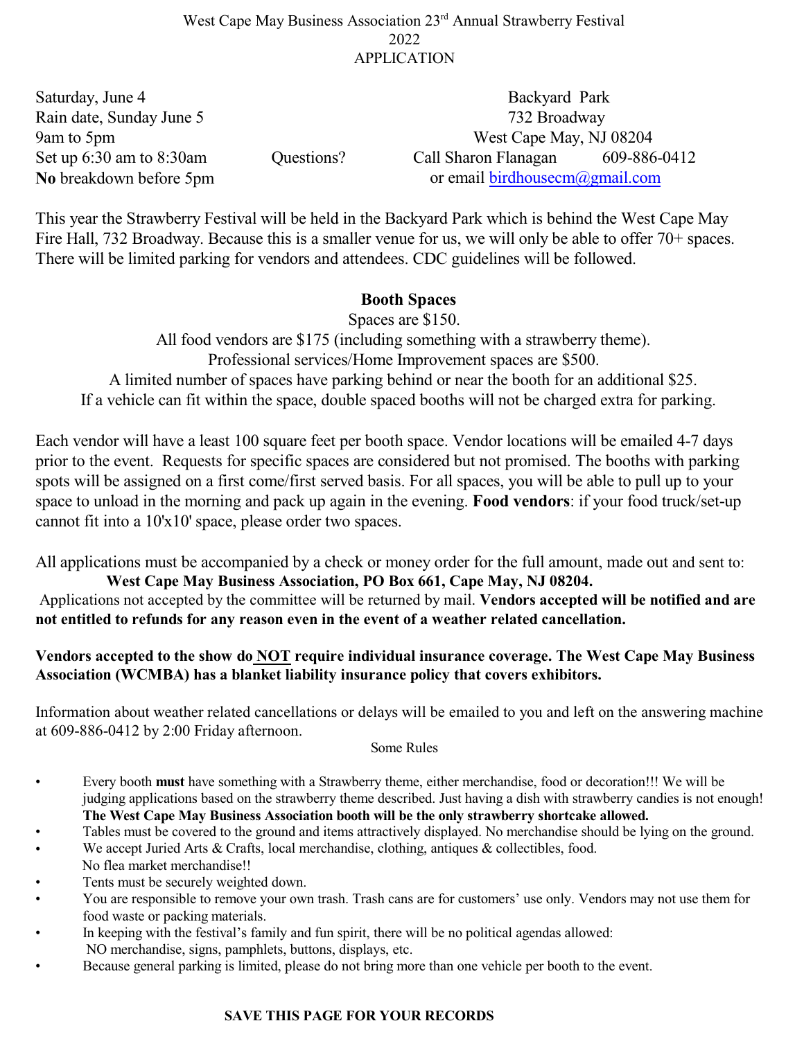# West Cape May Business Association 23rd Annual Strawberry Festival 2022 APPLICATION

Saturday, June 4
Rain date, Sunday June 5
9am to 5pm
Set up 6:30 am to 8:30am
**No** breakdown before 5pm

Backyard Park
732 Broadway
West Cape May, NJ 08204

Questions? Call Sharon Flanagan 609-886-0412
or email birdhousecm@gmail.com

This year the Strawberry Festival will be held in the Backyard Park which is behind the West Cape May Fire Hall, 732 Broadway. Because this is a smaller venue for us, we will only be able to offer 70+ spaces. There will be limited parking for vendors and attendees. CDC guidelines will be followed.

## Booth Spaces

Spaces are $150.
All food vendors are $175 (including something with a strawberry theme).
Professional services/Home Improvement spaces are $500.
A limited number of spaces have parking behind or near the booth for an additional $25.
If a vehicle can fit within the space, double spaced booths will not be charged extra for parking.

Each vendor will have a least 100 square feet per booth space. Vendor locations will be emailed 4-7 days prior to the event. Requests for specific spaces are considered but not promised. The booths with parking spots will be assigned on a first come/first served basis. For all spaces, you will be able to pull up to your space to unload in the morning and pack up again in the evening. **Food vendors**: if your food truck/set-up cannot fit into a 10'x10' space, please order two spaces.

All applications must be accompanied by a check or money order for the full amount, made out and sent to:
**West Cape May Business Association, PO Box 661, Cape May, NJ 08204.**
Applications not accepted by the committee will be returned by mail. **Vendors accepted will be notified and are not entitled to refunds for any reason even in the event of a weather related cancellation.**

**Vendors accepted to the show do NOT require individual insurance coverage. The West Cape May Business Association (WCMBA) has a blanket liability insurance policy that covers exhibitors.**

Information about weather related cancellations or delays will be emailed to you and left on the answering machine at 609-886-0412 by 2:00 Friday afternoon.

### Some Rules

- Every booth **must** have something with a Strawberry theme, either merchandise, food or decoration!!! We will be judging applications based on the strawberry theme described. Just having a dish with strawberry candies is not enough! **The West Cape May Business Association booth will be the only strawberry shortcake allowed.**
- Tables must be covered to the ground and items attractively displayed. No merchandise should be lying on the ground.
- We accept Juried Arts & Crafts, local merchandise, clothing, antiques & collectibles, food. No flea market merchandise!!
- Tents must be securely weighted down.
- You are responsible to remove your own trash. Trash cans are for customers' use only. Vendors may not use them for food waste or packing materials.
- In keeping with the festival's family and fun spirit, there will be no political agendas allowed: NO merchandise, signs, pamphlets, buttons, displays, etc.
- Because general parking is limited, please do not bring more than one vehicle per booth to the event.

**SAVE THIS PAGE FOR YOUR RECORDS**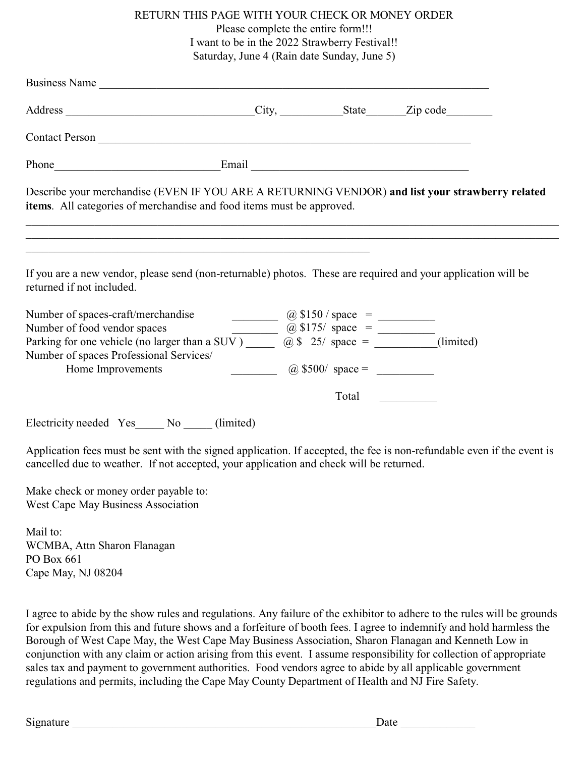RETURN THIS PAGE WITH YOUR CHECK OR MONEY ORDER
Please complete the entire form!!!
I want to be in the 2022 Strawberry Festival!!
Saturday, June 4 (Rain date Sunday, June 5)

Business Name ___________________________________________________________________________

Address _________________________________City, ___________State_______Zip code________

Contact Person _________________________________________________________________________

Phone_____________________________Email _______________________________________

Describe your merchandise (EVEN IF YOU ARE A RETURNING VENDOR) **and list your strawberry related items**. All categories of merchandise and food items must be approved.

_____________________________________________________________________________________________
_____________________________________________________________________________________________
__________________________________________________________________

If you are a new vendor, please send (non-returnable) photos. These are required and your application will be returned if not included.

| | | | | |
|---|---|---|---|---|
| Number of spaces-craft/merchandise | ________ | @ $150 / space | = | __________ |
| Number of food vendor spaces | ________ | @ $175/ space | = | __________ |
| Parking for one vehicle (no larger than a SUV ) | _____ | @ $ 25/ space | = | ___________(limited) |
| Number of spaces Professional Services/ Home Improvements | ________ | @ $500/ space | = | __________ |
| | | Total | | __________ |

Electricity needed Yes_____ No _____ (limited)

Application fees must be sent with the signed application. If accepted, the fee is non-refundable even if the event is cancelled due to weather. If not accepted, your application and check will be returned.

Make check or money order payable to:
West Cape May Business Association

Mail to:
WCMBA, Attn Sharon Flanagan
PO Box 661
Cape May, NJ 08204

I agree to abide by the show rules and regulations. Any failure of the exhibitor to adhere to the rules will be grounds for expulsion from this and future shows and a forfeiture of booth fees. I agree to indemnify and hold harmless the Borough of West Cape May, the West Cape May Business Association, Sharon Flanagan and Kenneth Low in conjunction with any claim or action arising from this event. I assume responsibility for collection of appropriate sales tax and payment to government authorities. Food vendors agree to abide by all applicable government regulations and permits, including the Cape May County Department of Health and NJ Fire Safety.

Signature _______________________________________________________Date _____________